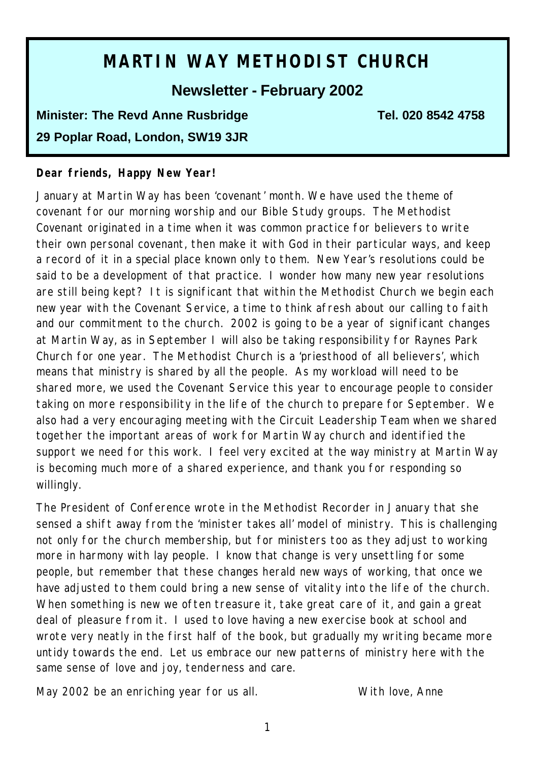# MARTIN WAY METHODIST CHURCH

## Newsletter - February 2002

**Minister: The Revd Anne Rusbridge** **Tel. 020 8542 4758**

**29 Poplar Road, London, SW19 3JR**

**Dear friends, Happy New Year!**

January at Martin Way has been 'covenant' month. We have used the theme of covenant for our morning worship and our Bible Study groups. The Methodist Covenant originated in a time when it was common practice for believers to write their own personal covenant, then make it with God in their particular ways, and keep a record of it in a special place known only to them. New Year's resolutions could be said to be a development of that practice. I wonder how many new year resolutions are still being kept? It is significant that within the Methodist Church we begin each new year with the Covenant Service, a time to think afresh about our calling to faith and our commitment to the church. 2002 is going to be a year of significant changes at Martin Way, as in September I will also be taking responsibility for Raynes Park Church for one year. The Methodist Church is a 'priesthood of all believers', which means that ministry is shared by all the people. As my workload will need to be shared more, we used the Covenant Service this year to encourage people to consider taking on more responsibility in the life of the church to prepare for September. We also had a very encouraging meeting with the Circuit Leadership Team when we shared together the important areas of work for Martin Way church and identified the support we need for this work. I feel very excited at the way ministry at Martin Way is becoming much more of a shared experience, and thank you for responding so willingly.

The President of Conference wrote in the Methodist Recorder in January that she sensed a shift away from the 'minister takes all' model of ministry. This is challenging not only for the church membership, but for ministers too as they adjust to working more in harmony with lay people. I know that change is very unsettling for some people, but remember that these changes herald new ways of working, that once we have adjusted to them could bring a new sense of vitality into the life of the church. When something is new we often treasure it, take great care of it, and gain a great deal of pleasure from it. I used to love having a new exercise book at school and wrote very neatly in the first half of the book, but gradually my writing became more untidy towards the end. Let us embrace our new patterns of ministry here with the same sense of love and joy, tenderness and care.

May 2002 be an enriching year for us all. With love, Anne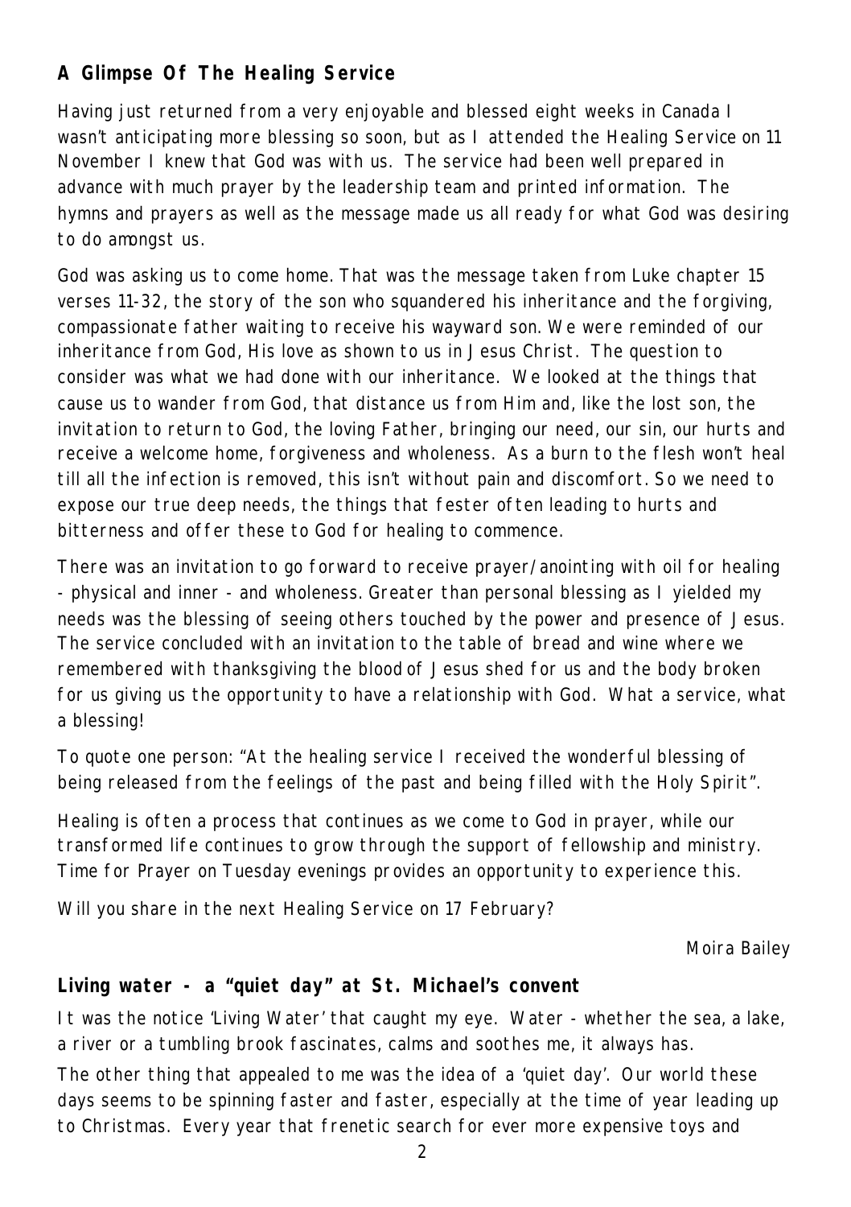## A Glimpse Of The Healing Service

Having just returned from a very enjoyable and blessed eight weeks in Canada I wasn't anticipating more blessing so soon, but as I attended the Healing Service on 11 November I knew that God was with us. The service had been well prepared in advance with much prayer by the leadership team and printed information. The hymns and prayers as well as the message made us all ready for what God was desiring to do amongst us.

God was asking us to come home. That was the message taken from Luke chapter 15 verses 11-32, the story of the son who squandered his inheritance and the forgiving, compassionate father waiting to receive his wayward son. We were reminded of our inheritance from God, His love as shown to us in Jesus Christ. The question to consider was what we had done with our inheritance. We looked at the things that cause us to wander from God, that distance us from Him and, like the lost son, the invitation to return to God, the loving Father, bringing our need, our sin, our hurts and receive a welcome home, forgiveness and wholeness. As a burn to the flesh won't heal till all the infection is removed, this isn't without pain and discomfort. So we need to expose our true deep needs, the things that fester often leading to hurts and bitterness and offer these to God for healing to commence.

There was an invitation to go forward to receive prayer/anointing with oil for healing - physical and inner - and wholeness. Greater than personal blessing as I yielded my needs was the blessing of seeing others touched by the power and presence of Jesus. The service concluded with an invitation to the table of bread and wine where we remembered with thanksgiving the blood of Jesus shed for us and the body broken for us giving us the opportunity to have a relationship with God. What a service, what a blessing!

To quote one person: "At the healing service I received the wonderful blessing of being released from the feelings of the past and being filled with the Holy Spirit".

Healing is often a process that continues as we come to God in prayer, while our transformed life continues to grow through the support of fellowship and ministry. Time for Prayer on Tuesday evenings provides an opportunity to experience this.

Will you share in the next Healing Service on 17 February?

*Moira Bailey*

## Living water - a "quiet day" at St. Michael's convent

It was the notice 'Living Water' that caught my eye. Water - whether the sea, a lake, a river or a tumbling brook fascinates, calms and soothes me, it always has.

The other thing that appealed to me was the idea of a 'quiet day'. Our world these days seems to be spinning faster and faster, especially at the time of year leading up to Christmas. Every year that frenetic search for ever more expensive toys and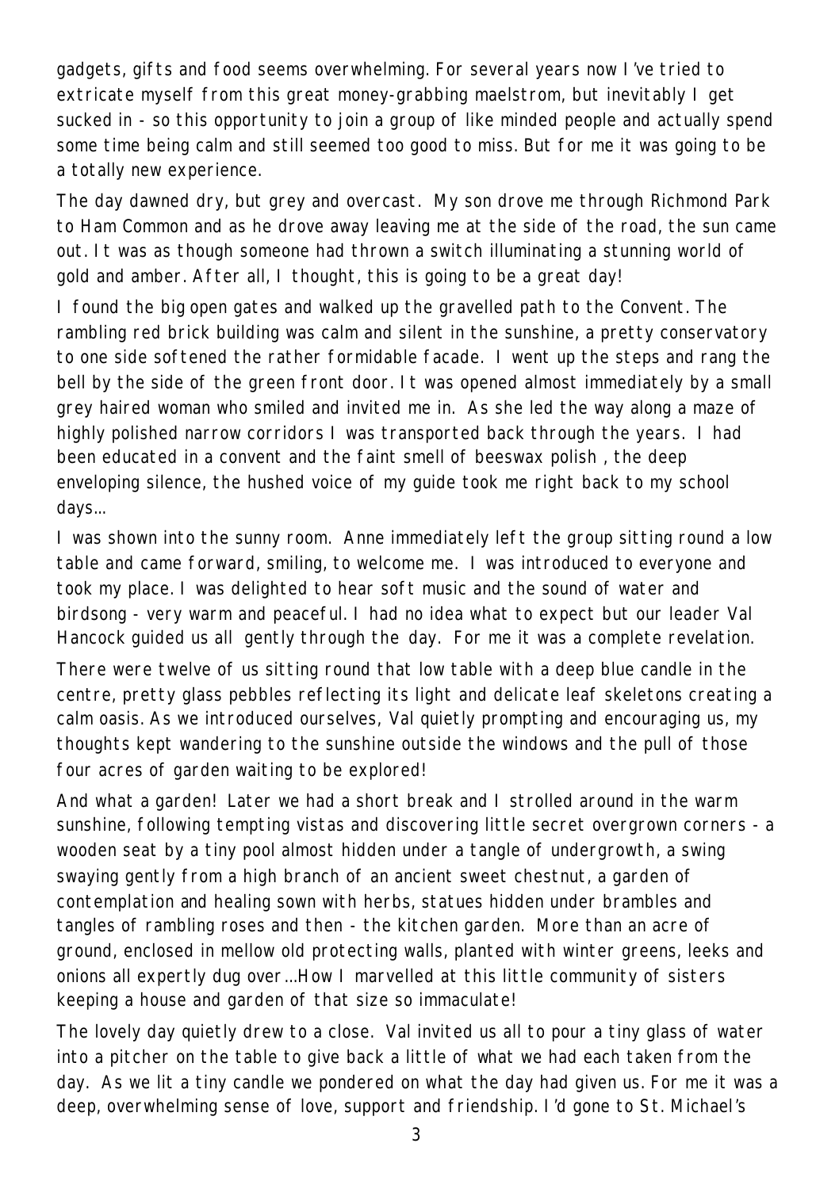gadgets, gifts and food seems overwhelming. For several years now I've tried to extricate myself from this great money-grabbing maelstrom, but inevitably I get sucked in - so this opportunity to join a group of like minded people and actually spend some time being calm and still seemed too good to miss. But for me it was going to be a totally new experience.

The day dawned dry, but grey and overcast. My son drove me through Richmond Park to Ham Common and as he drove away leaving me at the side of the road, the sun came out. It was as though someone had thrown a switch illuminating a stunning world of gold and amber. After all, I thought, this is going to be a great day!

I found the big open gates and walked up the gravelled path to the Convent. The rambling red brick building was calm and silent in the sunshine, a pretty conservatory to one side softened the rather formidable facade. I went up the steps and rang the bell by the side of the green front door. It was opened almost immediately by a small grey haired woman who smiled and invited me in. As she led the way along a maze of highly polished narrow corridors I was transported back through the years. I had been educated in a convent and the faint smell of beeswax polish , the deep enveloping silence, the hushed voice of my guide took me right back to my school days…

I was shown into the sunny room. Anne immediately left the group sitting round a low table and came forward, smiling, to welcome me. I was introduced to everyone and took my place. I was delighted to hear soft music and the sound of water and birdsong - very warm and peaceful. I had no idea what to expect but our leader Val Hancock guided us all gently through the day. For me it was a complete revelation.

There were twelve of us sitting round that low table with a deep blue candle in the centre, pretty glass pebbles reflecting its light and delicate leaf skeletons creating a calm oasis. As we introduced ourselves, Val quietly prompting and encouraging us, my thoughts kept wandering to the sunshine outside the windows and the pull of those four acres of garden waiting to be explored!

And what a garden! Later we had a short break and I strolled around in the warm sunshine, following tempting vistas and discovering little secret overgrown corners - a wooden seat by a tiny pool almost hidden under a tangle of undergrowth, a swing swaying gently from a high branch of an ancient sweet chestnut, a garden of contemplation and healing sown with herbs, statues hidden under brambles and tangles of rambling roses and then - the kitchen garden. More than an acre of ground, enclosed in mellow old protecting walls, planted with winter greens, leeks and onions all expertly dug over…How I marvelled at this little community of sisters keeping a house and garden of that size so immaculate!

The lovely day quietly drew to a close. Val invited us all to pour a tiny glass of water into a pitcher on the table to give back a little of what we had each taken from the day. As we lit a tiny candle we pondered on what the day had given us. For me it was a deep, overwhelming sense of love, support and friendship. I'd gone to St. Michael's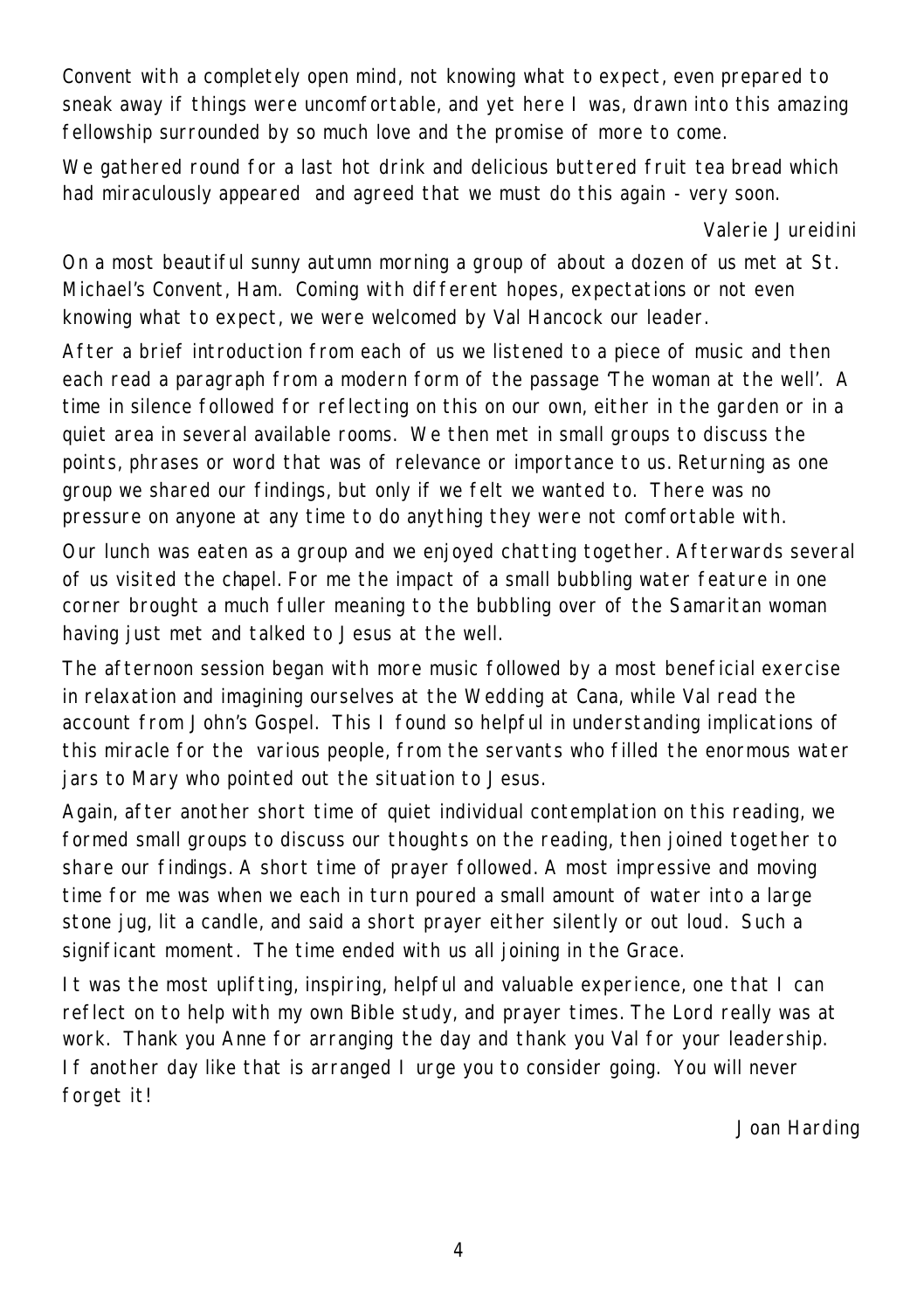Convent with a completely open mind, not knowing what to expect, even prepared to sneak away if things were uncomfortable, and yet here I was, drawn into this amazing fellowship surrounded by so much love and the promise of more to come.

We gathered round for a last hot drink and delicious buttered fruit tea bread which had miraculously appeared and agreed that we must do this again - very soon.

Valerie Jureidini

On a most beautiful sunny autumn morning a group of about a dozen of us met at St. Michael's Convent, Ham. Coming with different hopes, expectations or not even knowing what to expect, we were welcomed by Val Hancock our leader.

After a brief introduction from each of us we listened to a piece of music and then each read a paragraph from a modern form of the passage 'The woman at the well'. A time in silence followed for reflecting on this on our own, either in the garden or in a quiet area in several available rooms. We then met in small groups to discuss the points, phrases or word that was of relevance or importance to us. Returning as one group we shared our findings, but only if we felt we wanted to. There was no pressure on anyone at any time to do anything they were not comfortable with.

Our lunch was eaten as a group and we enjoyed chatting together. Afterwards several of us visited the chapel. For me the impact of a small bubbling water feature in one corner brought a much fuller meaning to the bubbling over of the Samaritan woman having just met and talked to Jesus at the well.

The afternoon session began with more music followed by a most beneficial exercise in relaxation and imagining ourselves at the Wedding at Cana, while Val read the account from John's Gospel. This I found so helpful in understanding implications of this miracle for the various people, from the servants who filled the enormous water jars to Mary who pointed out the situation to Jesus.

Again, after another short time of quiet individual contemplation on this reading, we formed small groups to discuss our thoughts on the reading, then joined together to share our findings. A short time of prayer followed. A most impressive and moving time for me was when we each in turn poured a small amount of water into a large stone jug, lit a candle, and said a short prayer either silently or out loud. Such a significant moment. The time ended with us all joining in the Grace.

It was the most uplifting, inspiring, helpful and valuable experience, one that I can reflect on to help with my own Bible study, and prayer times. The Lord really was at work. Thank you Anne for arranging the day and thank you Val for your leadership. If another day like that is arranged I urge you to consider going. You will never forget it!

Joan Harding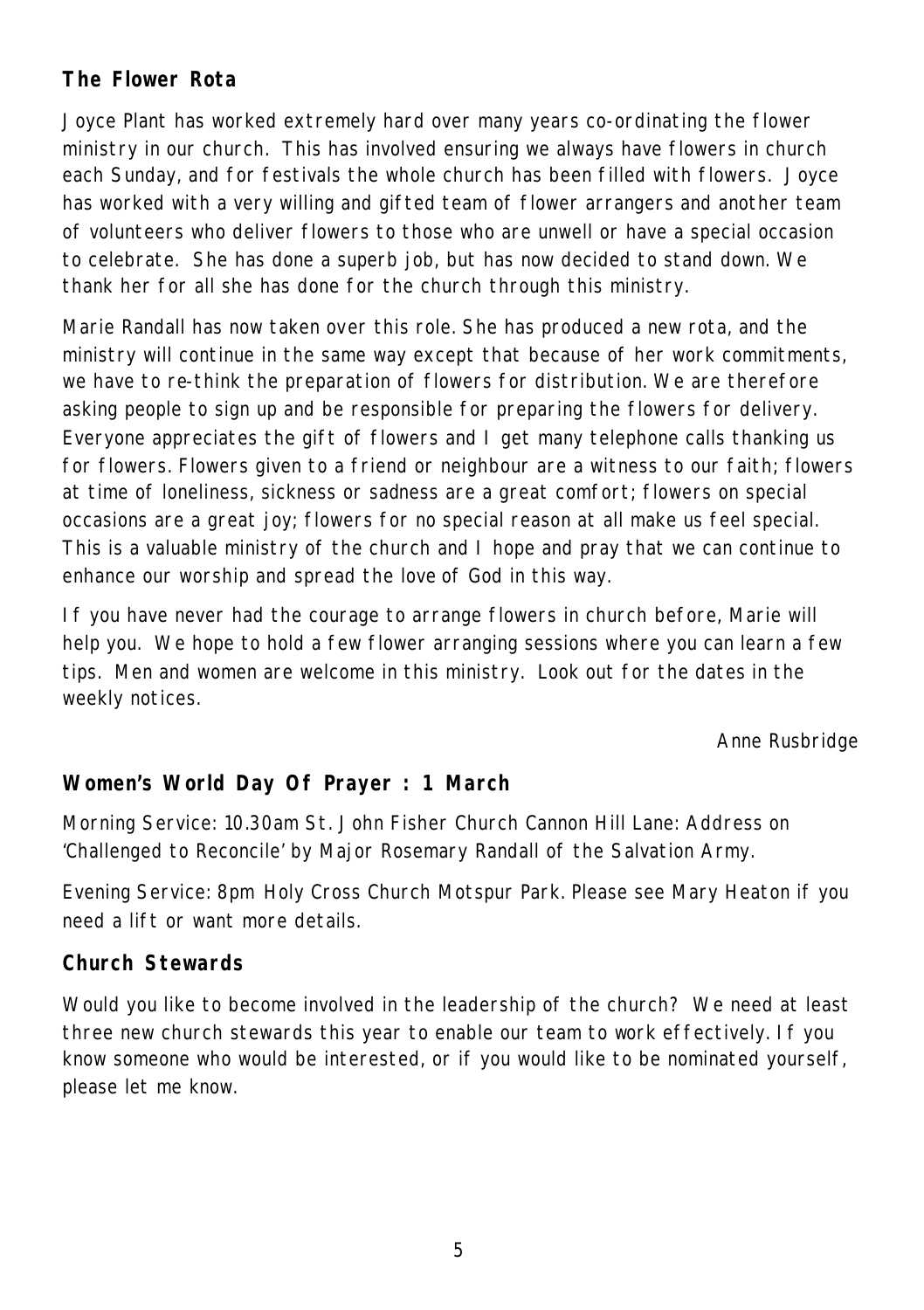### **The Flower Rota**

Joyce Plant has worked extremely hard over many years co-ordinating the flower ministry in our church. This has involved ensuring we always have flowers in church each Sunday, and for festivals the whole church has been filled with flowers. Joyce has worked with a very willing and gifted team of flower arrangers and another team of volunteers who deliver flowers to those who are unwell or have a special occasion to celebrate. She has done a superb job, but has now decided to stand down. We thank her for all she has done for the church through this ministry.

Marie Randall has now taken over this role. She has produced a new rota, and the ministry will continue in the same way except that because of her work commitments, we have to re-think the preparation of flowers for distribution. We are therefore asking people to sign up and be responsible for preparing the flowers for delivery. Everyone appreciates the gift of flowers and I get many telephone calls thanking us for flowers. Flowers given to a friend or neighbour are a witness to our faith; flowers at time of loneliness, sickness or sadness are a great comfort; flowers on special occasions are a great joy; flowers for no special reason at all make us feel special. This is a valuable ministry of the church and I hope and pray that we can continue to enhance our worship and spread the love of God in this way.

If you have never had the courage to arrange flowers in church before, Marie will help you. We hope to hold a few flower arranging sessions where you can learn a few tips. Men and women are welcome in this ministry. Look out for the dates in the weekly notices.

*Anne Rusbridge*

### **Women's World Day Of Prayer : 1 March**

Morning Service: 10.30am St. John Fisher Church Cannon Hill Lane: Address on 'Challenged to Reconcile' by Major Rosemary Randall of the Salvation Army.

Evening Service: 8pm Holy Cross Church Motspur Park. Please see Mary Heaton if you need a lift or want more details.

### **Church Stewards**

Would you like to become involved in the leadership of the church? We need at least three new church stewards this year to enable our team to work effectively. If you know someone who would be interested, or if you would like to be nominated yourself, please let me know.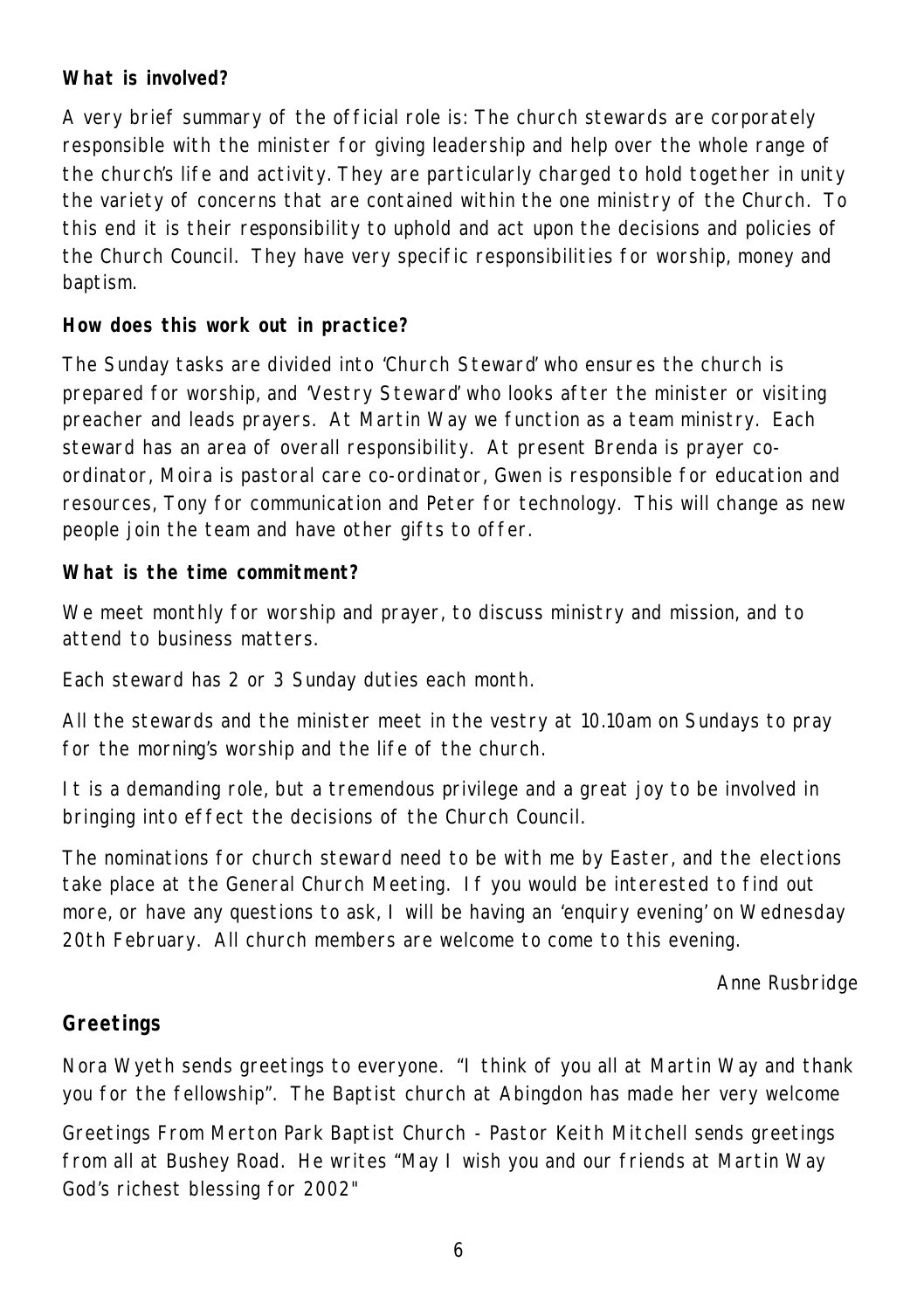**What is involved?**

A very brief summary of the official role is: The church stewards are corporately responsible with the minister for giving leadership and help over the whole range of the church's life and activity. They are particularly charged to hold together in unity the variety of concerns that are contained within the one ministry of the Church. To this end it is their responsibility to uphold and act upon the decisions and policies of the Church Council. They have very specific responsibilities for worship, money and baptism.

**How does this work out in practice?**

The Sunday tasks are divided into 'Church Steward' who ensures the church is prepared for worship, and 'Vestry Steward' who looks after the minister or visiting preacher and leads prayers. At Martin Way we function as a team ministry. Each steward has an area of overall responsibility. At present Brenda is prayer co-ordinator, Moira is pastoral care co-ordinator, Gwen is responsible for education and resources, Tony for communication and Peter for technology. This will change as new people join the team and have other gifts to offer.

**What is the time commitment?**

We meet monthly for worship and prayer, to discuss ministry and mission, and to attend to business matters.

Each steward has 2 or 3 Sunday duties each month.

All the stewards and the minister meet in the vestry at 10.10am on Sundays to pray for the morning's worship and the life of the church.

It is a demanding role, but a tremendous privilege and a great joy to be involved in bringing into effect the decisions of the Church Council.

The nominations for church steward need to be with me by Easter, and the elections take place at the General Church Meeting. If you would be interested to find out more, or have any questions to ask, I will be having an 'enquiry evening' on Wednesday 20th February. All church members are welcome to come to this evening.

*Anne Rusbridge*

## Greetings

Nora Wyeth sends greetings to everyone. "I think of you all at Martin Way and thank you for the fellowship". The Baptist church at Abingdon has made her very welcome

Greetings From Merton Park Baptist Church - Pastor Keith Mitchell sends greetings from all at Bushey Road. He writes "May I wish you and our friends at Martin Way God's richest blessing for 2002"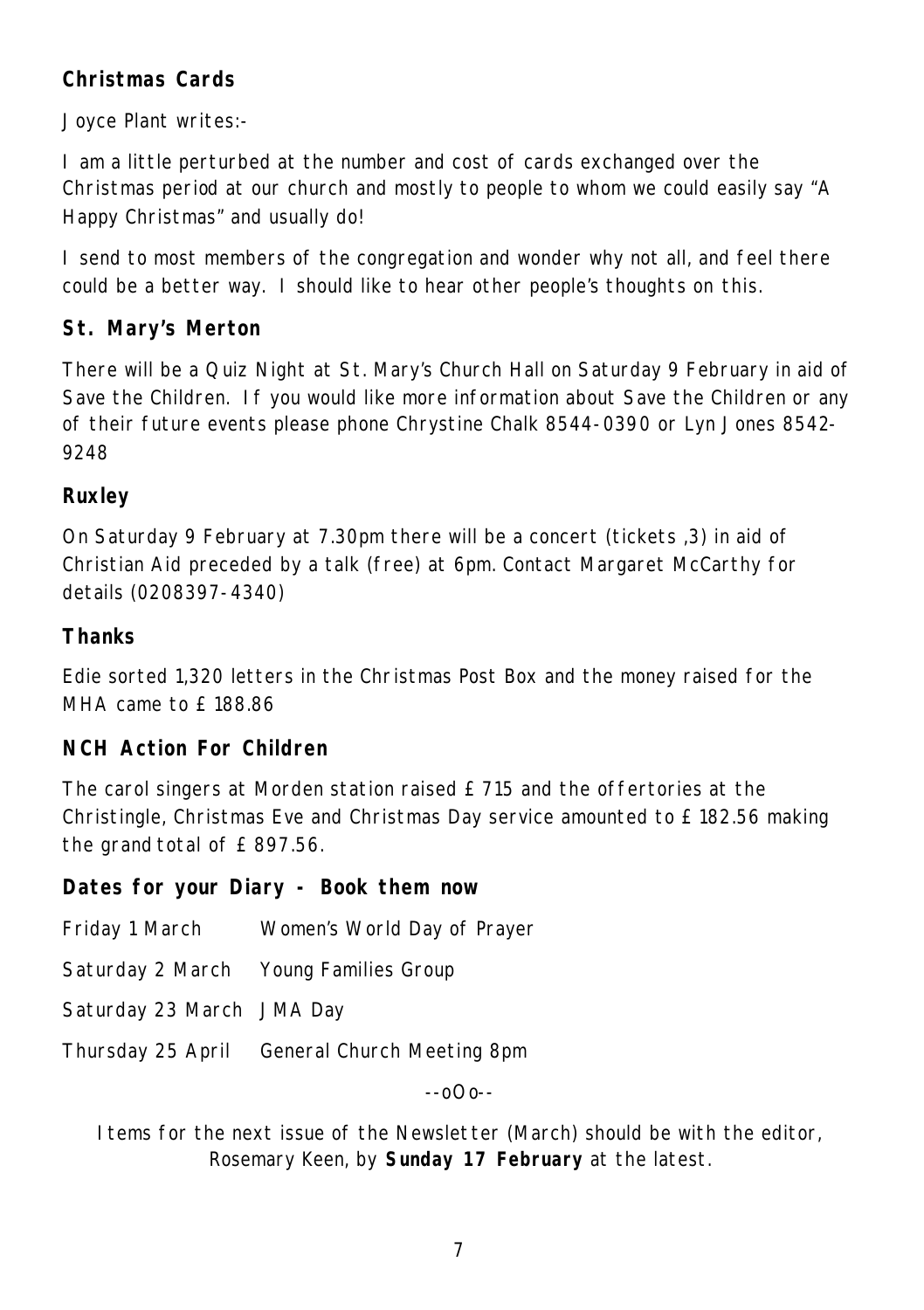**Christmas Cards**

Joyce Plant writes:-

I am a little perturbed at the number and cost of cards exchanged over the Christmas period at our church and mostly to people to whom we could easily say "A Happy Christmas" and usually do!

I send to most members of the congregation and wonder why not all, and feel there could be a better way. I should like to hear other people's thoughts on this.

**St. Mary's Merton**

There will be a Quiz Night at St. Mary's Church Hall on Saturday 9 February in aid of Save the Children. If you would like more information about Save the Children or any of their future events please phone Chrystine Chalk 8544-0390 or Lyn Jones 8542-9248

**Ruxley**

On Saturday 9 February at 7.30pm there will be a concert (tickets ,3) in aid of Christian Aid preceded by a talk (free) at 6pm. Contact Margaret McCarthy for details (0208397-4340)

**Thanks**

Edie sorted 1,320 letters in the Christmas Post Box and the money raised for the MHA came to £188.86

**NCH Action For Children**

The carol singers at Morden station raised £715 and the offertories at the Christingle, Christmas Eve and Christmas Day service amounted to £182.56 making the grand total of £897.56.

**Dates for your Diary - Book them now**

| | |
|---|---|
| Friday 1 March | Women's World Day of Prayer |
| Saturday 2 March | Young Families Group |
| Saturday 23 March | JMA Day |
| Thursday 25 April | General Church Meeting 8pm |

--oOo--

Items for the next issue of the Newsletter (March) should be with the editor, Rosemary Keen, by **Sunday 17 February** at the latest.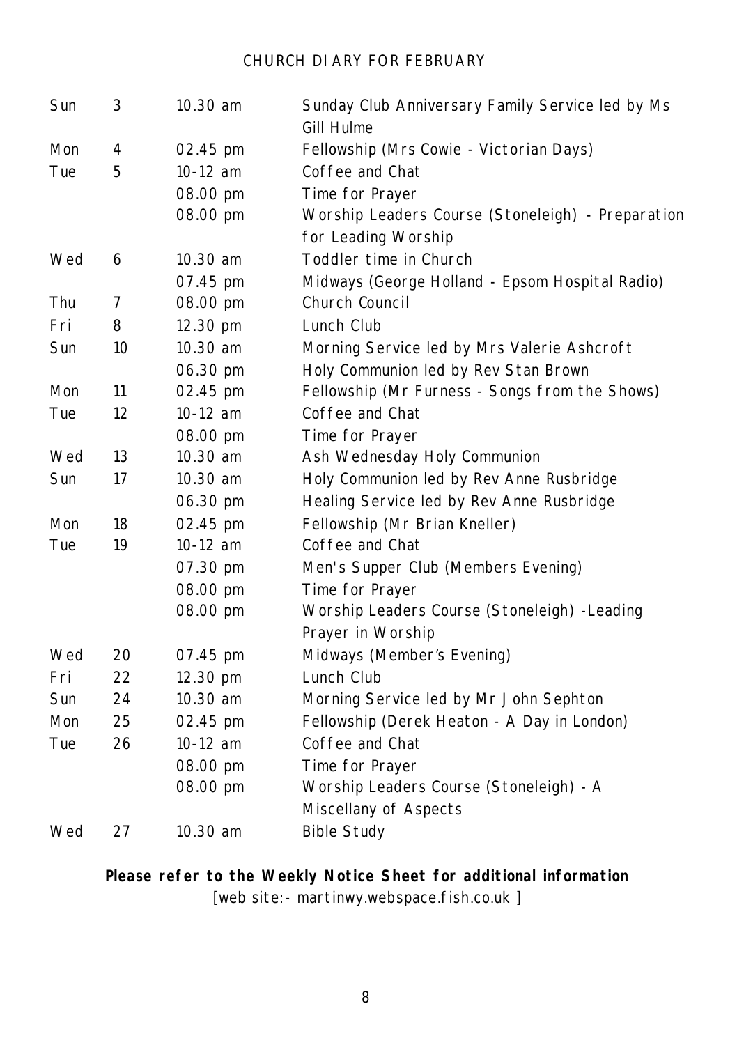## CHURCH DIARY FOR FEBRUARY

| | | | |
|---|---|---|---|
| Sun | 3 | 10.30 am | Sunday Club Anniversary Family Service led by Ms Gill Hulme |
| Mon | 4 | 02.45 pm | Fellowship (Mrs Cowie - Victorian Days) |
| Tue | 5 | 10-12 am | Coffee and Chat |
| | | 08.00 pm | Time for Prayer |
| | | 08.00 pm | Worship Leaders Course (Stoneleigh) - Preparation for Leading Worship |
| Wed | 6 | 10.30 am | Toddler time in Church |
| | | 07.45 pm | Midways (George Holland - Epsom Hospital Radio) |
| Thu | 7 | 08.00 pm | Church Council |
| Fri | 8 | 12.30 pm | Lunch Club |
| Sun | 10 | 10.30 am | Morning Service led by Mrs Valerie Ashcroft |
| | | 06.30 pm | Holy Communion led by Rev Stan Brown |
| Mon | 11 | 02.45 pm | Fellowship (Mr Furness - Songs from the Shows) |
| Tue | 12 | 10-12 am | Coffee and Chat |
| | | 08.00 pm | Time for Prayer |
| Wed | 13 | 10.30 am | Ash Wednesday Holy Communion |
| Sun | 17 | 10.30 am | Holy Communion led by Rev Anne Rusbridge |
| | | 06.30 pm | Healing Service led by Rev Anne Rusbridge |
| Mon | 18 | 02.45 pm | Fellowship (Mr Brian Kneller) |
| Tue | 19 | 10-12 am | Coffee and Chat |
| | | 07.30 pm | Men's Supper Club (Members Evening) |
| | | 08.00 pm | Time for Prayer |
| | | 08.00 pm | Worship Leaders Course (Stoneleigh) -Leading Prayer in Worship |
| Wed | 20 | 07.45 pm | Midways (Member's Evening) |
| Fri | 22 | 12.30 pm | Lunch Club |
| Sun | 24 | 10.30 am | Morning Service led by Mr John Sephton |
| Mon | 25 | 02.45 pm | Fellowship (Derek Heaton - A Day in London) |
| Tue | 26 | 10-12 am | Coffee and Chat |
| | | 08.00 pm | Time for Prayer |
| | | 08.00 pm | Worship Leaders Course (Stoneleigh) - A Miscellany of Aspects |
| Wed | 27 | 10.30 am | Bible Study |

**Please refer to the Weekly Notice Sheet for additional information**

[web site:- martinwy.webspace.fish.co.uk ]